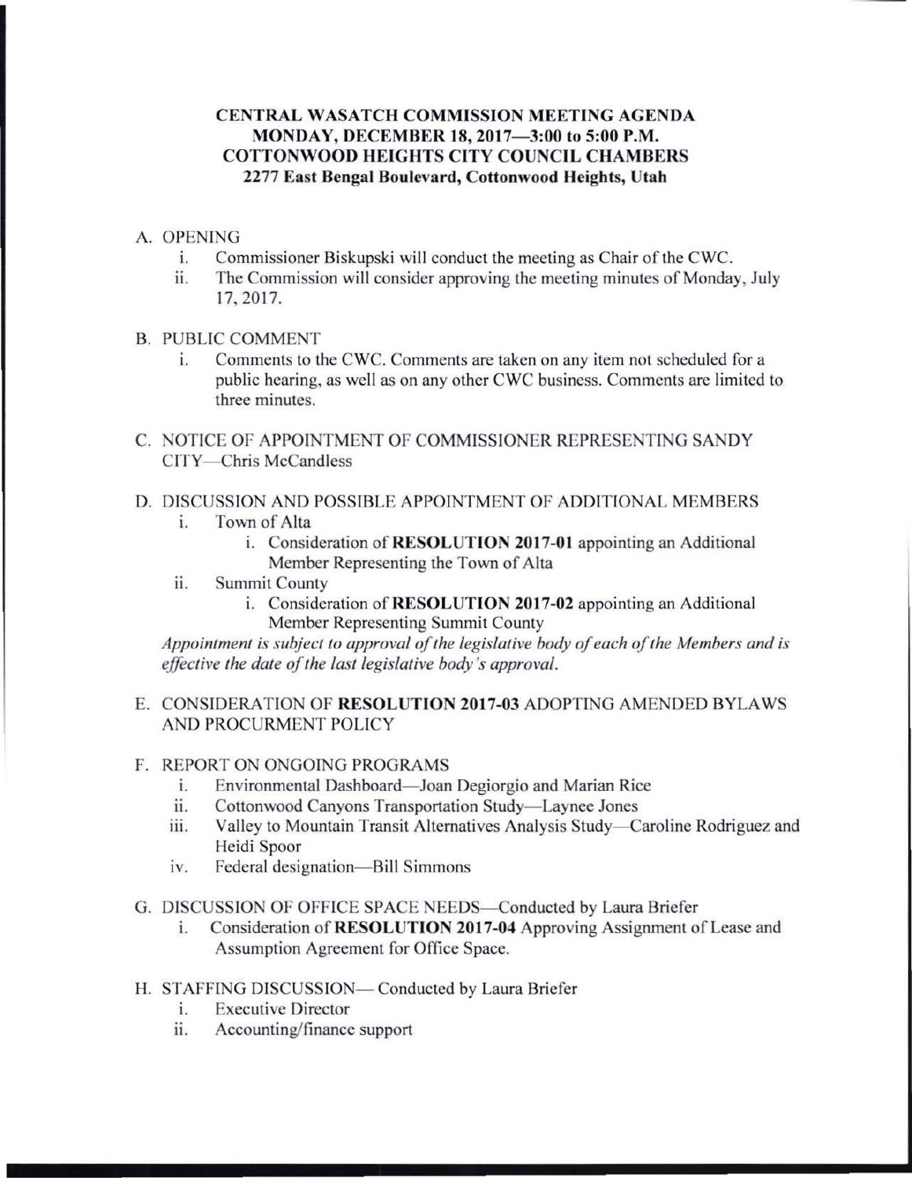**CENTRAL WASATCH COMMISSION MEETING AGENDA**
**MONDAY, DECEMBER 18, 2017—3:00 to 5:00 P.M.**
**COTTONWOOD HEIGHTS CITY COUNCIL CHAMBERS**
**2277 East Bengal Boulevard, Cottonwood Heights, Utah**

A. OPENING
   i. Commissioner Biskupski will conduct the meeting as Chair of the CWC.
   ii. The Commission will consider approving the meeting minutes of Monday, July 17, 2017.

B. PUBLIC COMMENT
   i. Comments to the CWC. Comments are taken on any item not scheduled for a public hearing, as well as on any other CWC business. Comments are limited to three minutes.

C. NOTICE OF APPOINTMENT OF COMMISSIONER REPRESENTING SANDY CITY—Chris McCandless

D. DISCUSSION AND POSSIBLE APPOINTMENT OF ADDITIONAL MEMBERS
   i. Town of Alta
      i. Consideration of **RESOLUTION 2017-01** appointing an Additional Member Representing the Town of Alta
   ii. Summit County
      i. Consideration of **RESOLUTION 2017-02** appointing an Additional Member Representing Summit County

   *Appointment is subject to approval of the legislative body of each of the Members and is effective the date of the last legislative body's approval.*

E. CONSIDERATION OF **RESOLUTION 2017-03** ADOPTING AMENDED BYLAWS AND PROCURMENT POLICY

F. REPORT ON ONGOING PROGRAMS
   i. Environmental Dashboard—Joan Degiorgio and Marian Rice
   ii. Cottonwood Canyons Transportation Study—Laynee Jones
   iii. Valley to Mountain Transit Alternatives Analysis Study—Caroline Rodriguez and Heidi Spoor
   iv. Federal designation—Bill Simmons

G. DISCUSSION OF OFFICE SPACE NEEDS—Conducted by Laura Briefer
   i. Consideration of **RESOLUTION 2017-04** Approving Assignment of Lease and Assumption Agreement for Office Space.

H. STAFFING DISCUSSION— Conducted by Laura Briefer
   i. Executive Director
   ii. Accounting/finance support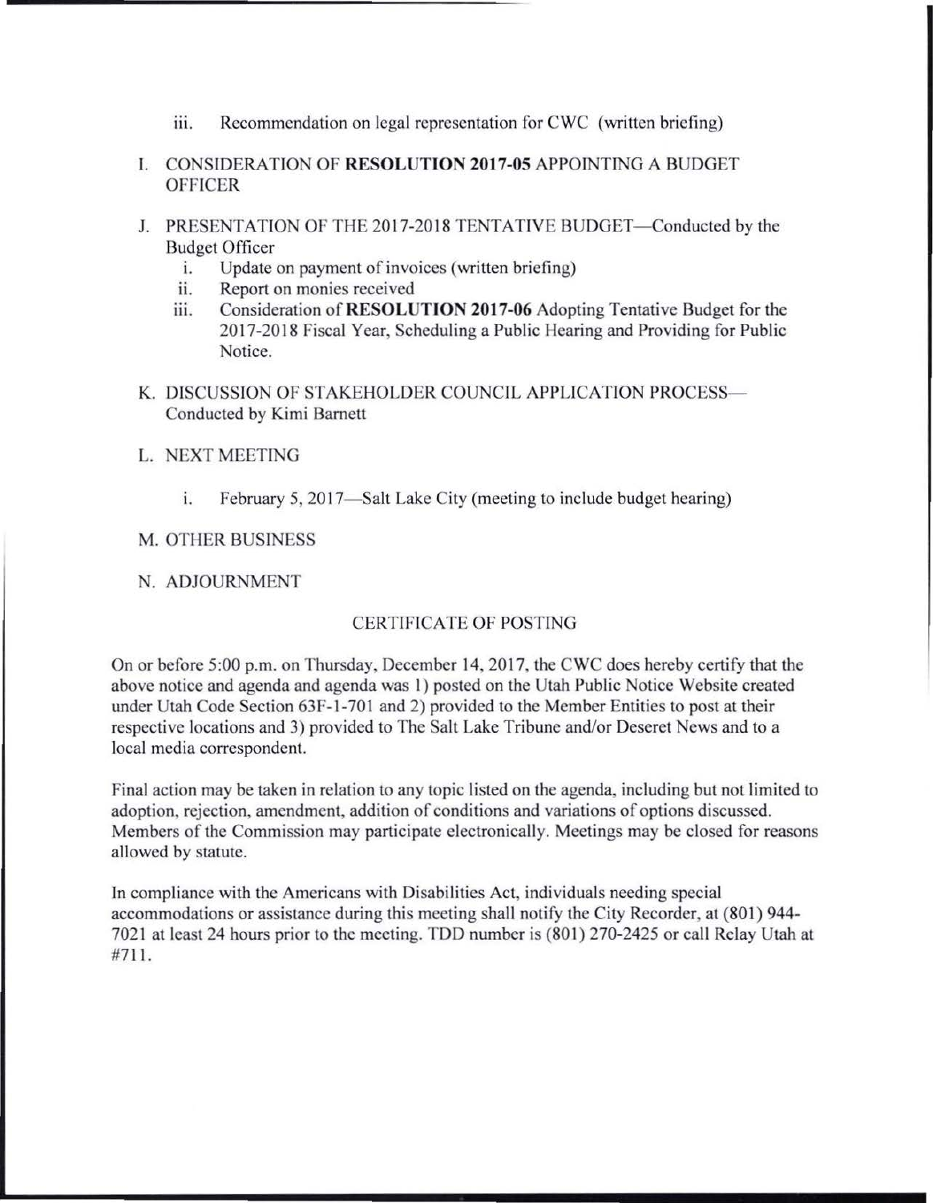iii. Recommendation on legal representation for CWC (written briefing)

I. CONSIDERATION OF **RESOLUTION 2017-05** APPOINTING A BUDGET OFFICER

J. PRESENTATION OF THE 2017-2018 TENTATIVE BUDGET—Conducted by the Budget Officer
   i. Update on payment of invoices (written briefing)
   ii. Report on monies received
   iii. Consideration of **RESOLUTION 2017-06** Adopting Tentative Budget for the 2017-2018 Fiscal Year, Scheduling a Public Hearing and Providing for Public Notice.

K. DISCUSSION OF STAKEHOLDER COUNCIL APPLICATION PROCESS—Conducted by Kimi Barnett

L. NEXT MEETING

   i. February 5, 2017—Salt Lake City (meeting to include budget hearing)

M. OTHER BUSINESS

N. ADJOURNMENT

## CERTIFICATE OF POSTING

On or before 5:00 p.m. on Thursday, December 14, 2017, the CWC does hereby certify that the above notice and agenda and agenda was 1) posted on the Utah Public Notice Website created under Utah Code Section 63F-1-701 and 2) provided to the Member Entities to post at their respective locations and 3) provided to The Salt Lake Tribune and/or Deseret News and to a local media correspondent.

Final action may be taken in relation to any topic listed on the agenda, including but not limited to adoption, rejection, amendment, addition of conditions and variations of options discussed. Members of the Commission may participate electronically. Meetings may be closed for reasons allowed by statute.

In compliance with the Americans with Disabilities Act, individuals needing special accommodations or assistance during this meeting shall notify the City Recorder, at (801) 944-7021 at least 24 hours prior to the meeting. TDD number is (801) 270-2425 or call Relay Utah at #711.